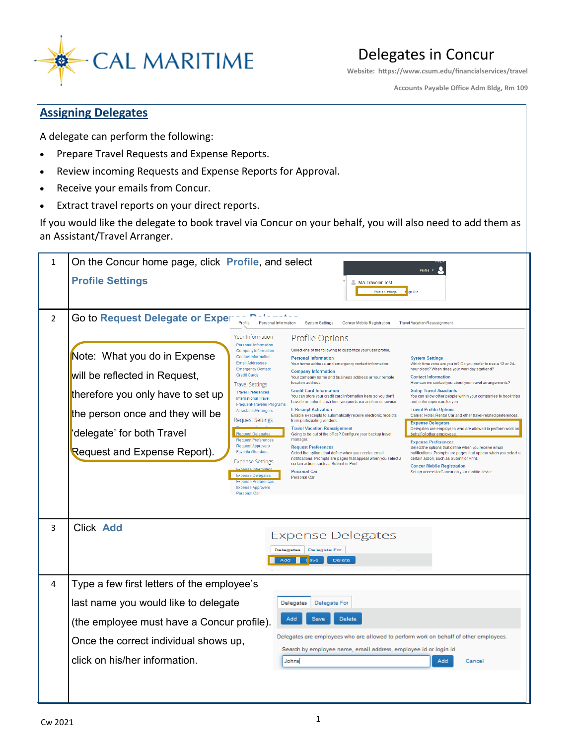CAL MARITIME

# Delegates in Concur

Website: https://www.csum.edu/financialservices/travel

Accounts Payable Office Adm Bldg, Rm 109

## Assigning Delegates

A delegate can perform the following:

- Prepare Travel Requests and Expense Reports.
- Review incoming Requests and Expense Reports for Approval.
- Receive your emails from Concur.
- Extract travel reports on your direct reports.

If you would like the delegate to book travel via Concur on your behalf, you will also need to add them as an Assistant/Travel Arranger.

| Step | Instructions |
|---|---|
| 1 | On the Concur home page, click **Profile**, and select **Profile Settings** |
| 2 | Go to **Request Delegate or Expense Delegates**<br><br>Note: What you do in Expense will be reflected in Request, therefore you only have to set up the person once and they will be 'delegate' for both Travel Request and Expense Report). |
| 3 | Click **Add** |
| 4 | Type a few first letters of the employee's last name you would like to delegate (the employee must have a Concur profile). Once the correct individual shows up, click on his/her information. |

Cw 2021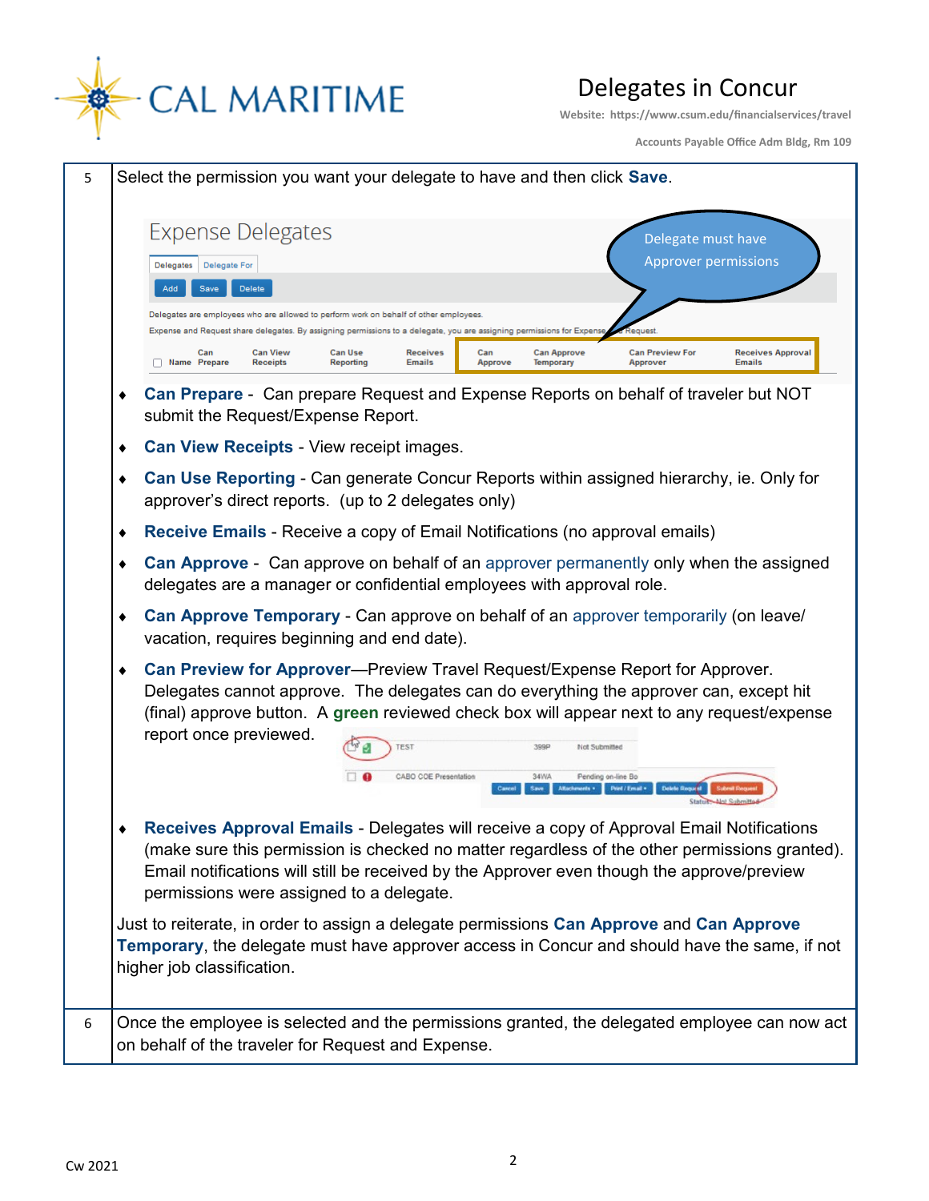| | |
|---|---|
| 5 | Select the permission you want your delegate to have and then click **Save**. |

- **Can Prepare** - Can prepare Request and Expense Reports on behalf of traveler but NOT submit the Request/Expense Report.
- **Can View Receipts** - View receipt images.
- **Can Use Reporting** - Can generate Concur Reports within assigned hierarchy, ie. Only for approver's direct reports. (up to 2 delegates only)
- **Receive Emails** - Receive a copy of Email Notifications (no approval emails)
- **Can Approve** - Can approve on behalf of an approver permanently only when the assigned delegates are a manager or confidential employees with approval role.
- **Can Approve Temporary** - Can approve on behalf of an approver temporarily (on leave/ vacation, requires beginning and end date).
- **Can Preview for Approver**—Preview Travel Request/Expense Report for Approver. Delegates cannot approve. The delegates can do everything the approver can, except hit (final) approve button. A **green** reviewed check box will appear next to any request/expense report once previewed.
- **Receives Approval Emails** - Delegates will receive a copy of Approval Email Notifications (make sure this permission is checked no matter regardless of the other permissions granted). Email notifications will still be received by the Approver even though the approve/preview permissions were assigned to a delegate.

Just to reiterate, in order to assign a delegate permissions **Can Approve** and **Can Approve Temporary**, the delegate must have approver access in Concur and should have the same, if not higher job classification.

| | |
|---|---|
| 6 | Once the employee is selected and the permissions granted, the delegated employee can now act on behalf of the traveler for Request and Expense. |